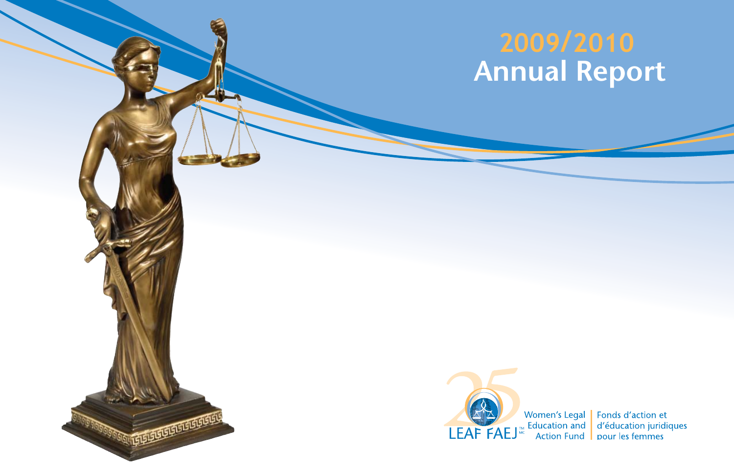# 2009/2010 Annual Report

LEAF FAEJ

Women's Legal Education and Action Fund

Fonds d'action et d'éducation juridiques pour les femmes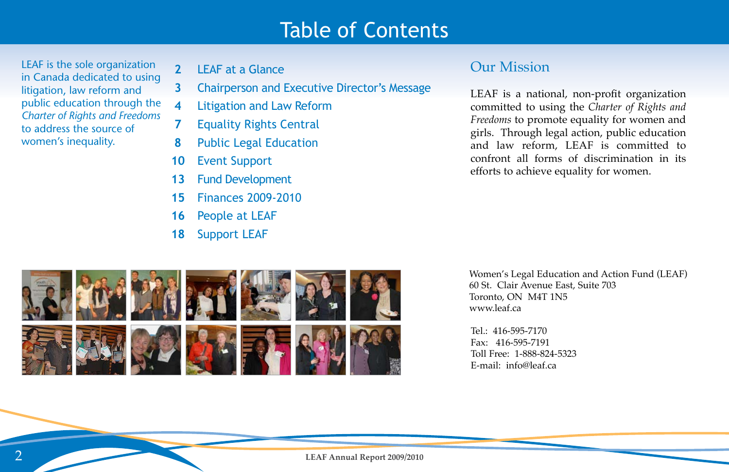# Table of Contents

LEAF is the sole organization in Canada dedicated to using litigation, law reform and public education through the *Charter of Rights and Freedoms* to address the source of women's inequality.

| | |
|---|---|
| 2 | LEAF at a Glance |
| 3 | Chairperson and Executive Director's Message |
| 4 | Litigation and Law Reform |
| 7 | Equality Rights Central |
| 8 | Public Legal Education |
| 10 | Event Support |
| 13 | Fund Development |
| 15 | Finances 2009-2010 |
| 16 | People at LEAF |
| 18 | Support LEAF |

## Our Mission

LEAF is a national, non-profit organization committed to using the *Charter of Rights and Freedoms* to promote equality for women and girls. Through legal action, public education and law reform, LEAF is committed to confront all forms of discrimination in its efforts to achieve equality for women.

Women's Legal Education and Action Fund (LEAF)
60 St. Clair Avenue East, Suite 703
Toronto, ON M4T 1N5
www.leaf.ca

Tel.: 416-595-7170
Fax: 416-595-7191
Toll Free: 1-888-824-5323
E-mail: info@leaf.ca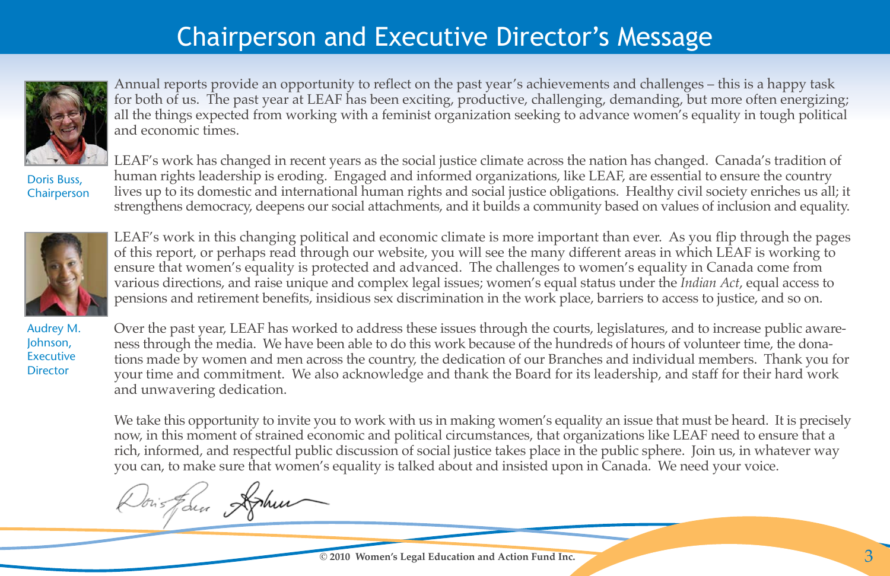# Chairperson and Executive Director's Message

Doris Buss, Chairperson

Audrey M. Johnson, Executive Director

Annual reports provide an opportunity to reflect on the past year's achievements and challenges – this is a happy task for both of us. The past year at LEAF has been exciting, productive, challenging, demanding, but more often energizing; all the things expected from working with a feminist organization seeking to advance women's equality in tough political and economic times.

LEAF's work has changed in recent years as the social justice climate across the nation has changed. Canada's tradition of human rights leadership is eroding. Engaged and informed organizations, like LEAF, are essential to ensure the country lives up to its domestic and international human rights and social justice obligations. Healthy civil society enriches us all; it strengthens democracy, deepens our social attachments, and it builds a community based on values of inclusion and equality.

LEAF's work in this changing political and economic climate is more important than ever. As you flip through the pages of this report, or perhaps read through our website, you will see the many different areas in which LEAF is working to ensure that women's equality is protected and advanced. The challenges to women's equality in Canada come from various directions, and raise unique and complex legal issues; women's equal status under the *Indian Act*, equal access to pensions and retirement benefits, insidious sex discrimination in the work place, barriers to access to justice, and so on.

Over the past year, LEAF has worked to address these issues through the courts, legislatures, and to increase public awareness through the media. We have been able to do this work because of the hundreds of hours of volunteer time, the donations made by women and men across the country, the dedication of our Branches and individual members. Thank you for your time and commitment. We also acknowledge and thank the Board for its leadership, and staff for their hard work and unwavering dedication.

We take this opportunity to invite you to work with us in making women's equality an issue that must be heard. It is precisely now, in this moment of strained economic and political circumstances, that organizations like LEAF need to ensure that a rich, informed, and respectful public discussion of social justice takes place in the public sphere. Join us, in whatever way you can, to make sure that women's equality is talked about and insisted upon in Canada. We need your voice.

© 2010 Women's Legal Education and Action Fund Inc.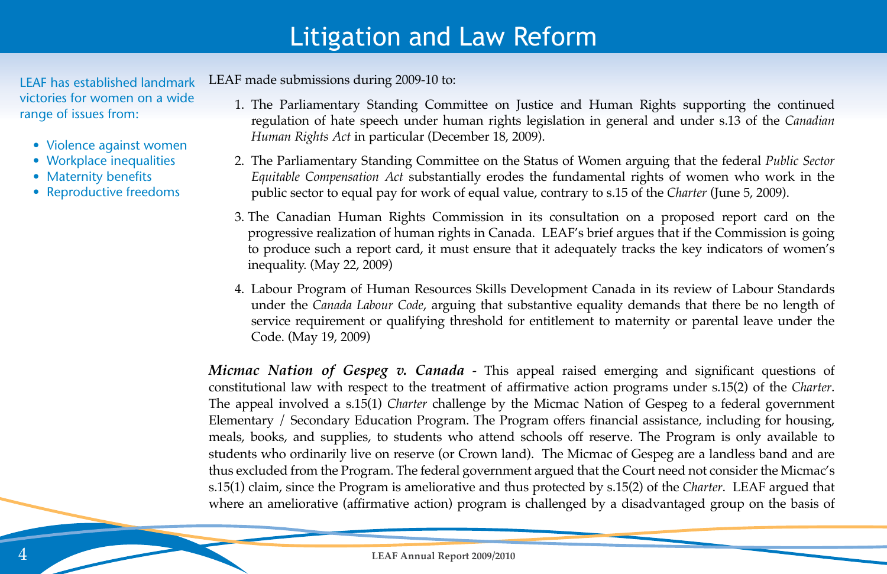# Litigation and Law Reform

LEAF has established landmark victories for women on a wide range of issues from:

- Violence against women
- Workplace inequalities
- Maternity benefits
- Reproductive freedoms

LEAF made submissions during 2009-10 to:

1. The Parliamentary Standing Committee on Justice and Human Rights supporting the continued regulation of hate speech under human rights legislation in general and under s.13 of the *Canadian Human Rights Act* in particular (December 18, 2009).
2. The Parliamentary Standing Committee on the Status of Women arguing that the federal *Public Sector Equitable Compensation Act* substantially erodes the fundamental rights of women who work in the public sector to equal pay for work of equal value, contrary to s.15 of the *Charter* (June 5, 2009).
3. The Canadian Human Rights Commission in its consultation on a proposed report card on the progressive realization of human rights in Canada. LEAF's brief argues that if the Commission is going to produce such a report card, it must ensure that it adequately tracks the key indicators of women's inequality. (May 22, 2009)
4. Labour Program of Human Resources Skills Development Canada in its review of Labour Standards under the *Canada Labour Code*, arguing that substantive equality demands that there be no length of service requirement or qualifying threshold for entitlement to maternity or parental leave under the Code. (May 19, 2009)

***Micmac Nation of Gespeg v. Canada*** - This appeal raised emerging and significant questions of constitutional law with respect to the treatment of affirmative action programs under s.15(2) of the *Charter*. The appeal involved a s.15(1) *Charter* challenge by the Micmac Nation of Gespeg to a federal government Elementary / Secondary Education Program. The Program offers financial assistance, including for housing, meals, books, and supplies, to students who attend schools off reserve. The Program is only available to students who ordinarily live on reserve (or Crown land). The Micmac of Gespeg are a landless band and are thus excluded from the Program. The federal government argued that the Court need not consider the Micmac's s.15(1) claim, since the Program is ameliorative and thus protected by s.15(2) of the *Charter*. LEAF argued that where an ameliorative (affirmative action) program is challenged by a disadvantaged group on the basis of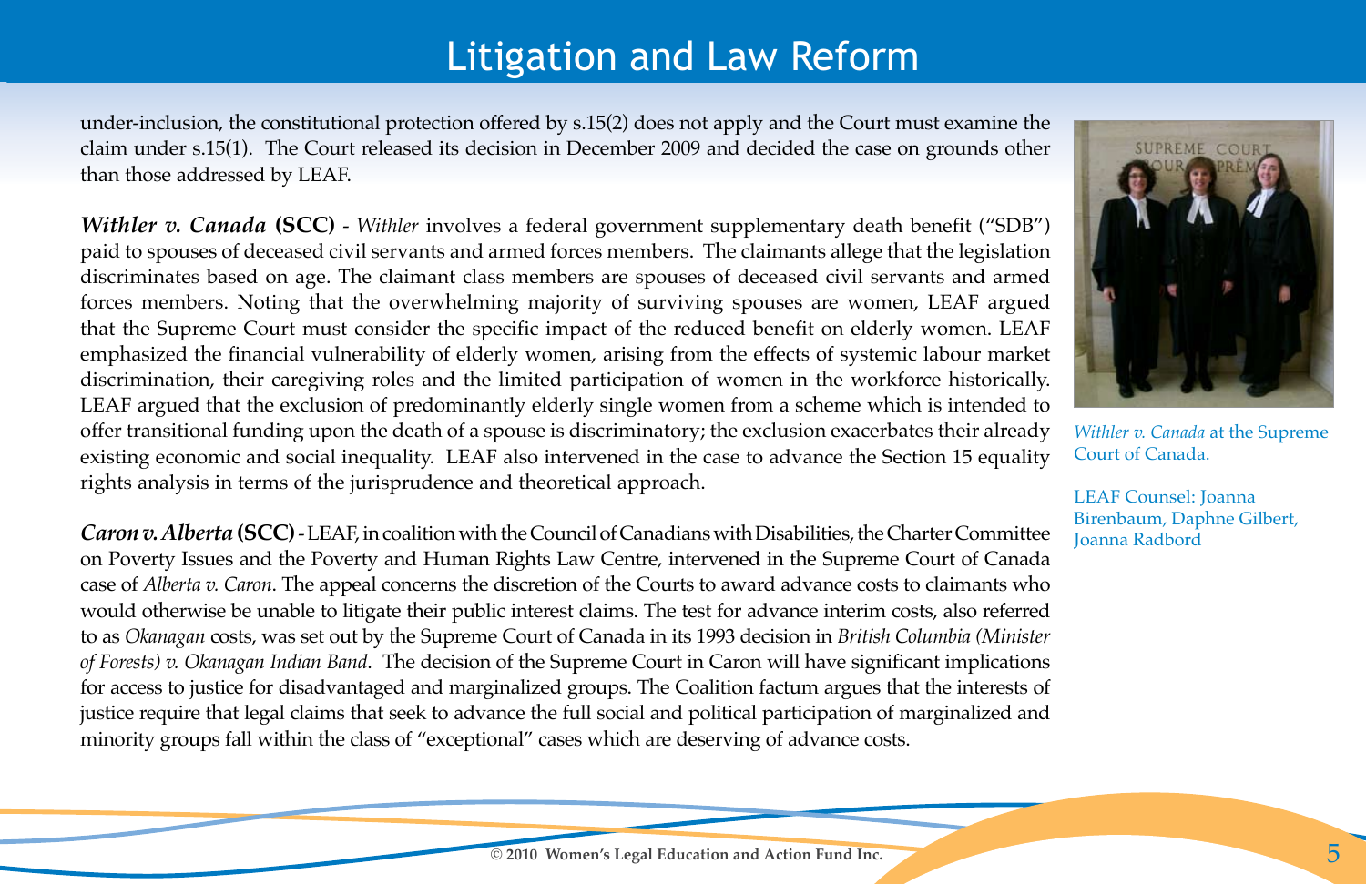under-inclusion, the constitutional protection offered by s.15(2) does not apply and the Court must examine the claim under s.15(1). The Court released its decision in December 2009 and decided the case on grounds other than those addressed by LEAF.

***Withler v. Canada* (SCC)** - *Withler* involves a federal government supplementary death benefit ("SDB") paid to spouses of deceased civil servants and armed forces members. The claimants allege that the legislation discriminates based on age. The claimant class members are spouses of deceased civil servants and armed forces members. Noting that the overwhelming majority of surviving spouses are women, LEAF argued that the Supreme Court must consider the specific impact of the reduced benefit on elderly women. LEAF emphasized the financial vulnerability of elderly women, arising from the effects of systemic labour market discrimination, their caregiving roles and the limited participation of women in the workforce historically. LEAF argued that the exclusion of predominantly elderly single women from a scheme which is intended to offer transitional funding upon the death of a spouse is discriminatory; the exclusion exacerbates their already existing economic and social inequality. LEAF also intervened in the case to advance the Section 15 equality rights analysis in terms of the jurisprudence and theoretical approach.

*Withler v. Canada* at the Supreme Court of Canada.

LEAF Counsel: Joanna Birenbaum, Daphne Gilbert, Joanna Radbord

***Caron v. Alberta* (SCC)** - LEAF, in coalition with the Council of Canadians with Disabilities, the Charter Committee on Poverty Issues and the Poverty and Human Rights Law Centre, intervened in the Supreme Court of Canada case of *Alberta v. Caron*. The appeal concerns the discretion of the Courts to award advance costs to claimants who would otherwise be unable to litigate their public interest claims. The test for advance interim costs, also referred to as *Okanagan* costs, was set out by the Supreme Court of Canada in its 1993 decision in *British Columbia (Minister of Forests) v. Okanagan Indian Band*. The decision of the Supreme Court in Caron will have significant implications for access to justice for disadvantaged and marginalized groups. The Coalition factum argues that the interests of justice require that legal claims that seek to advance the full social and political participation of marginalized and minority groups fall within the class of "exceptional" cases which are deserving of advance costs.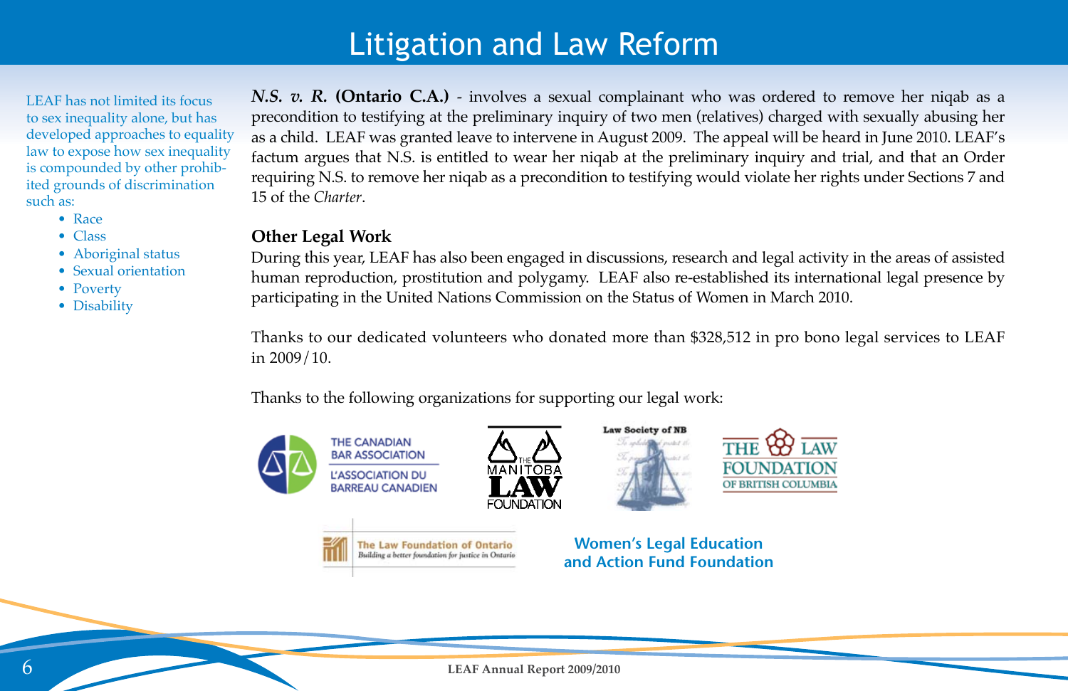# Litigation and Law Reform

LEAF has not limited its focus to sex inequality alone, but has developed approaches to equality law to expose how sex inequality is compounded by other prohibited grounds of discrimination such as:

- Race
- Class
- Aboriginal status
- Sexual orientation
- Poverty
- Disability

***N.S. v. R.* (Ontario C.A.)** - involves a sexual complainant who was ordered to remove her niqab as a precondition to testifying at the preliminary inquiry of two men (relatives) charged with sexually abusing her as a child. LEAF was granted leave to intervene in August 2009. The appeal will be heard in June 2010. LEAF's factum argues that N.S. is entitled to wear her niqab at the preliminary inquiry and trial, and that an Order requiring N.S. to remove her niqab as a precondition to testifying would violate her rights under Sections 7 and 15 of the *Charter*.

## Other Legal Work

During this year, LEAF has also been engaged in discussions, research and legal activity in the areas of assisted human reproduction, prostitution and polygamy. LEAF also re-established its international legal presence by participating in the United Nations Commission on the Status of Women in March 2010.

Thanks to our dedicated volunteers who donated more than $328,512 in pro bono legal services to LEAF in 2009/10.

Thanks to the following organizations for supporting our legal work:

The Canadian Bar Association / L'Association du Barreau Canadien

The Manitoba Law Foundation

Law Society of NB

The Law Foundation of British Columbia

The Law Foundation of Ontario — Building a better foundation for justice in Ontario

Women's Legal Education and Action Fund Foundation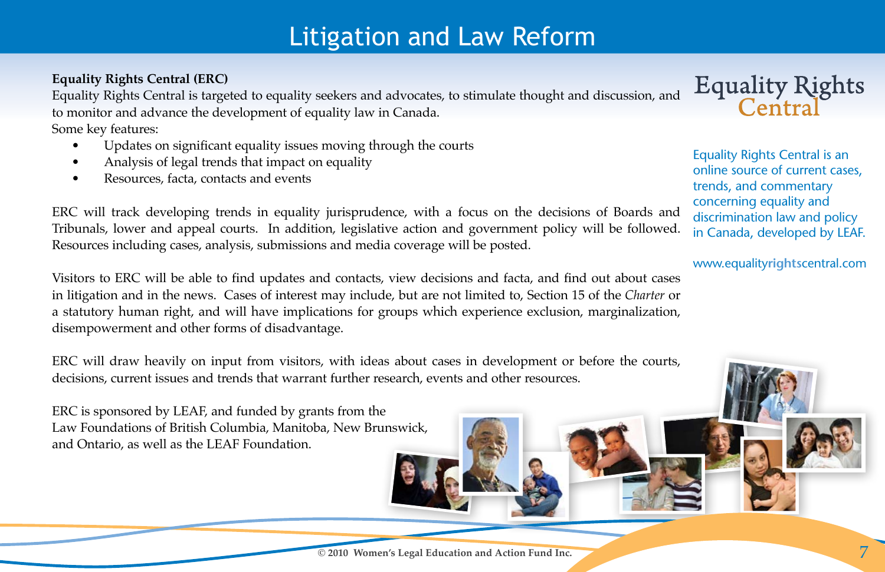# Litigation and Law Reform

**Equality Rights Central (ERC)**

Equality Rights Central is targeted to equality seekers and advocates, to stimulate thought and discussion, and to monitor and advance the development of equality law in Canada.

Some key features:

- Updates on significant equality issues moving through the courts
- Analysis of legal trends that impact on equality
- Resources, facta, contacts and events

ERC will track developing trends in equality jurisprudence, with a focus on the decisions of Boards and Tribunals, lower and appeal courts. In addition, legislative action and government policy will be followed. Resources including cases, analysis, submissions and media coverage will be posted.

Visitors to ERC will be able to find updates and contacts, view decisions and facta, and find out about cases in litigation and in the news. Cases of interest may include, but are not limited to, Section 15 of the *Charter* or a statutory human right, and will have implications for groups which experience exclusion, marginalization, disempowerment and other forms of disadvantage.

ERC will draw heavily on input from visitors, with ideas about cases in development or before the courts, decisions, current issues and trends that warrant further research, events and other resources.

ERC is sponsored by LEAF, and funded by grants from the Law Foundations of British Columbia, Manitoba, New Brunswick, and Ontario, as well as the LEAF Foundation.

Equality Rights Central

Equality Rights Central is an online source of current cases, trends, and commentary concerning equality and discrimination law and policy in Canada, developed by LEAF.

www.equalityrightscentral.com

© 2010 Women's Legal Education and Action Fund Inc.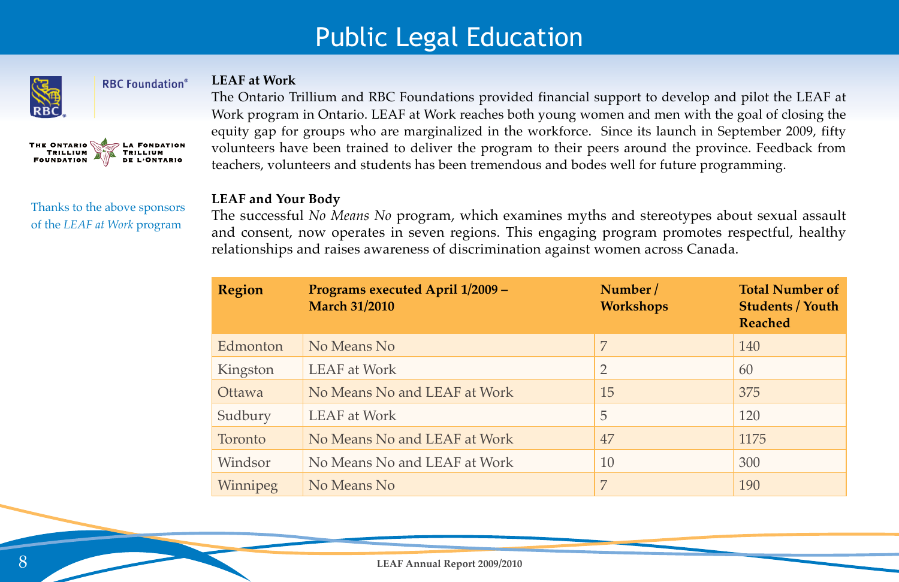# Public Legal Education

RBC Foundation®

The Ontario Trillium Foundation / La Fondation Trillium de l'Ontario

Thanks to the above sponsors of the *LEAF at Work* program

**LEAF at Work**

The Ontario Trillium and RBC Foundations provided financial support to develop and pilot the LEAF at Work program in Ontario. LEAF at Work reaches both young women and men with the goal of closing the equity gap for groups who are marginalized in the workforce. Since its launch in September 2009, fifty volunteers have been trained to deliver the program to their peers around the province. Feedback from teachers, volunteers and students has been tremendous and bodes well for future programming.

**LEAF and Your Body**

The successful *No Means No* program, which examines myths and stereotypes about sexual assault and consent, now operates in seven regions. This engaging program promotes respectful, healthy relationships and raises awareness of discrimination against women across Canada.

| Region | Programs executed April 1/2009 – March 31/2010 | Number / Workshops | Total Number of Students / Youth Reached |
|---|---|---|---|
| Edmonton | No Means No | 7 | 140 |
| Kingston | LEAF at Work | 2 | 60 |
| Ottawa | No Means No and LEAF at Work | 15 | 375 |
| Sudbury | LEAF at Work | 5 | 120 |
| Toronto | No Means No and LEAF at Work | 47 | 1175 |
| Windsor | No Means No and LEAF at Work | 10 | 300 |
| Winnipeg | No Means No | 7 | 190 |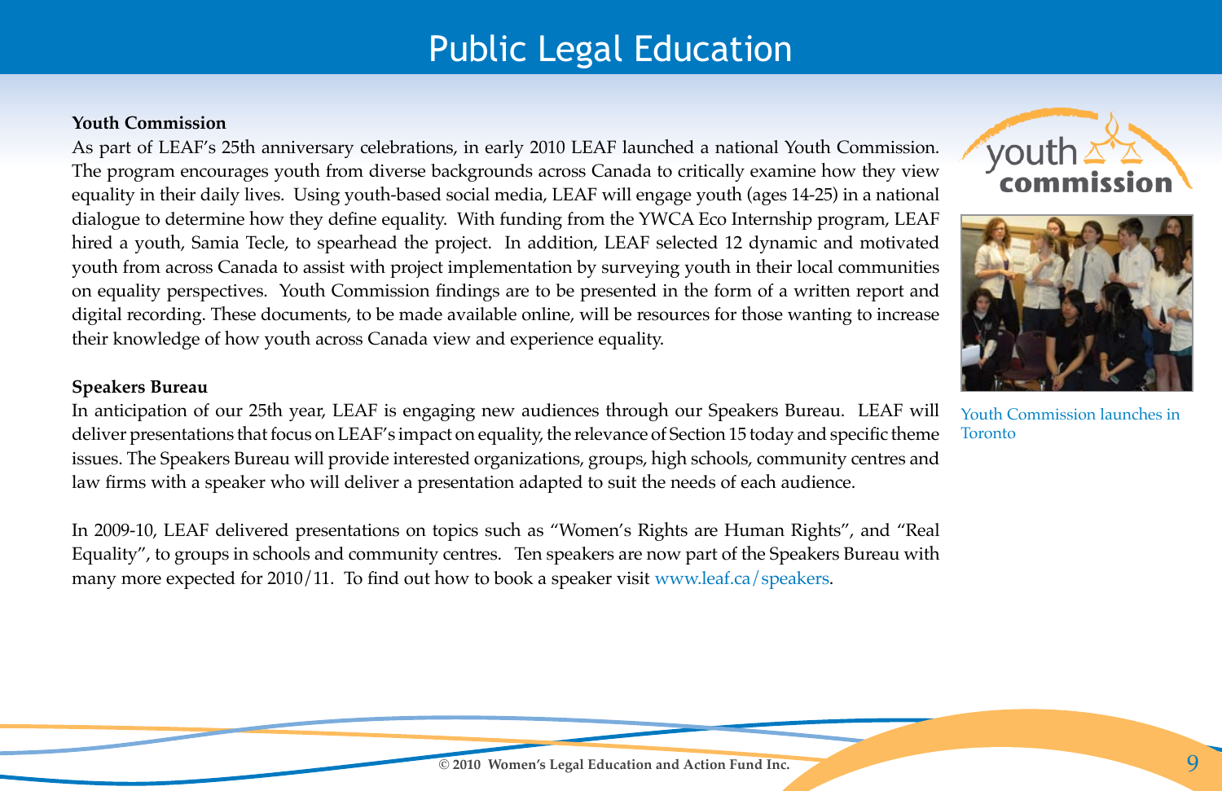# Public Legal Education

**Youth Commission**

As part of LEAF's 25th anniversary celebrations, in early 2010 LEAF launched a national Youth Commission. The program encourages youth from diverse backgrounds across Canada to critically examine how they view equality in their daily lives. Using youth-based social media, LEAF will engage youth (ages 14-25) in a national dialogue to determine how they define equality. With funding from the YWCA Eco Internship program, LEAF hired a youth, Samia Tecle, to spearhead the project. In addition, LEAF selected 12 dynamic and motivated youth from across Canada to assist with project implementation by surveying youth in their local communities on equality perspectives. Youth Commission findings are to be presented in the form of a written report and digital recording. These documents, to be made available online, will be resources for those wanting to increase their knowledge of how youth across Canada view and experience equality.

Youth Commission launches in Toronto

**Speakers Bureau**

In anticipation of our 25th year, LEAF is engaging new audiences through our Speakers Bureau. LEAF will deliver presentations that focus on LEAF's impact on equality, the relevance of Section 15 today and specific theme issues. The Speakers Bureau will provide interested organizations, groups, high schools, community centres and law firms with a speaker who will deliver a presentation adapted to suit the needs of each audience.

In 2009-10, LEAF delivered presentations on topics such as "Women's Rights are Human Rights", and "Real Equality", to groups in schools and community centres. Ten speakers are now part of the Speakers Bureau with many more expected for 2010/11. To find out how to book a speaker visit www.leaf.ca/speakers.

© 2010 Women's Legal Education and Action Fund Inc.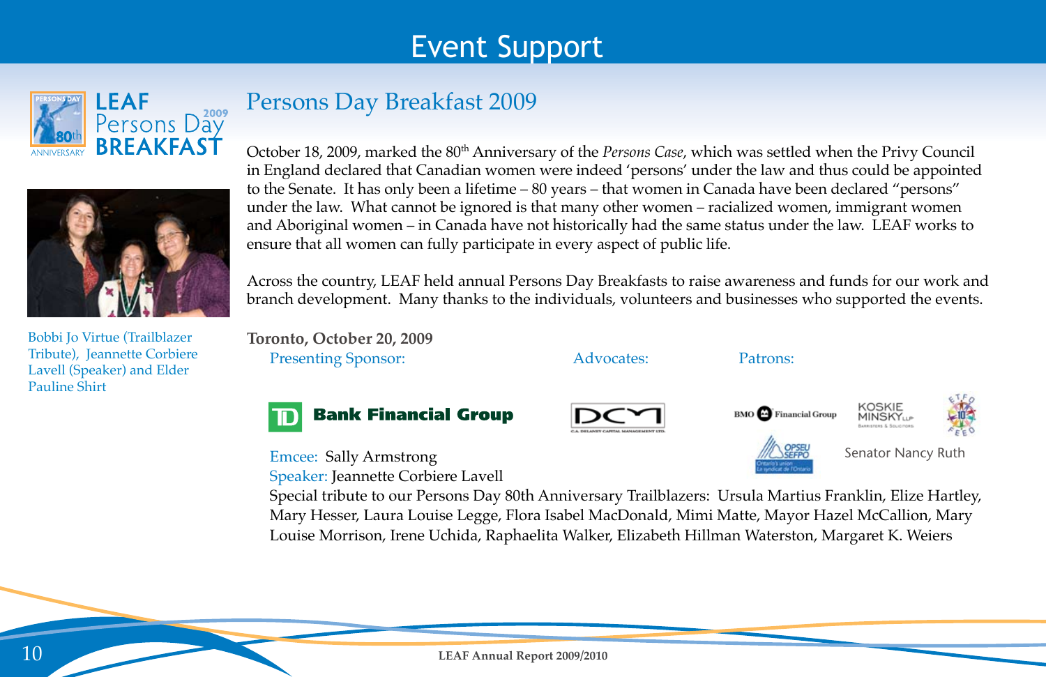# Event Support

LEAF Persons Day 2009 BREAKFAST

Bobbi Jo Virtue (Trailblazer Tribute), Jeannette Corbiere Lavell (Speaker) and Elder Pauline Shirt

## Persons Day Breakfast 2009

October 18, 2009, marked the 80th Anniversary of the *Persons Case*, which was settled when the Privy Council in England declared that Canadian women were indeed 'persons' under the law and thus could be appointed to the Senate. It has only been a lifetime – 80 years – that women in Canada have been declared "persons" under the law. What cannot be ignored is that many other women – racialized women, immigrant women and Aboriginal women – in Canada have not historically had the same status under the law. LEAF works to ensure that all women can fully participate in every aspect of public life.

Across the country, LEAF held annual Persons Day Breakfasts to raise awareness and funds for our work and branch development. Many thanks to the individuals, volunteers and businesses who supported the events.

**Toronto, October 20, 2009**

Presenting Sponsor: TD Bank Financial Group

Advocates: DCM C.A. Delaney Capital Management Ltd.

Patrons: BMO Financial Group, Koskie Minsky LLP, ETFO, OPSEU SEFPO, Senator Nancy Ruth

Emcee: Sally Armstrong

Speaker: Jeannette Corbiere Lavell

Special tribute to our Persons Day 80th Anniversary Trailblazers: Ursula Martius Franklin, Elize Hartley, Mary Hesser, Laura Louise Legge, Flora Isabel MacDonald, Mimi Matte, Mayor Hazel McCallion, Mary Louise Morrison, Irene Uchida, Raphaelita Walker, Elizabeth Hillman Waterston, Margaret K. Weiers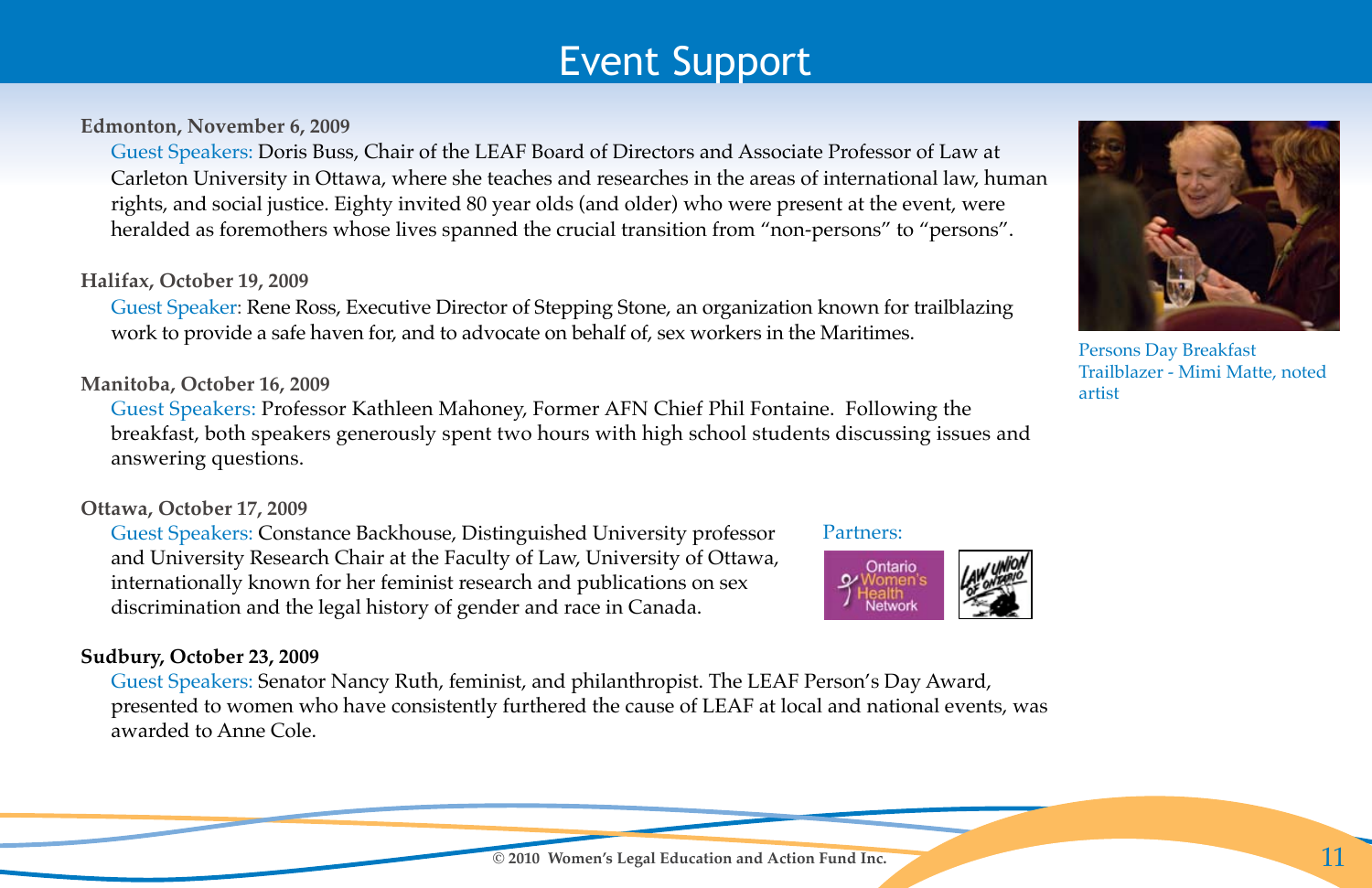# Event Support

**Edmonton, November 6, 2009**

Guest Speakers: Doris Buss, Chair of the LEAF Board of Directors and Associate Professor of Law at Carleton University in Ottawa, where she teaches and researches in the areas of international law, human rights, and social justice. Eighty invited 80 year olds (and older) who were present at the event, were heralded as foremothers whose lives spanned the crucial transition from "non-persons" to "persons".

**Halifax, October 19, 2009**

Guest Speaker: Rene Ross, Executive Director of Stepping Stone, an organization known for trailblazing work to provide a safe haven for, and to advocate on behalf of, sex workers in the Maritimes.

**Manitoba, October 16, 2009**

Guest Speakers: Professor Kathleen Mahoney, Former AFN Chief Phil Fontaine. Following the breakfast, both speakers generously spent two hours with high school students discussing issues and answering questions.

**Ottawa, October 17, 2009**

Guest Speakers: Constance Backhouse, Distinguished University professor and University Research Chair at the Faculty of Law, University of Ottawa, internationally known for her feminist research and publications on sex discrimination and the legal history of gender and race in Canada.

Partners:

**Sudbury, October 23, 2009**

Guest Speakers: Senator Nancy Ruth, feminist, and philanthropist. The LEAF Person's Day Award, presented to women who have consistently furthered the cause of LEAF at local and national events, was awarded to Anne Cole.

Persons Day Breakfast Trailblazer - Mimi Matte, noted artist

© 2010 Women's Legal Education and Action Fund Inc.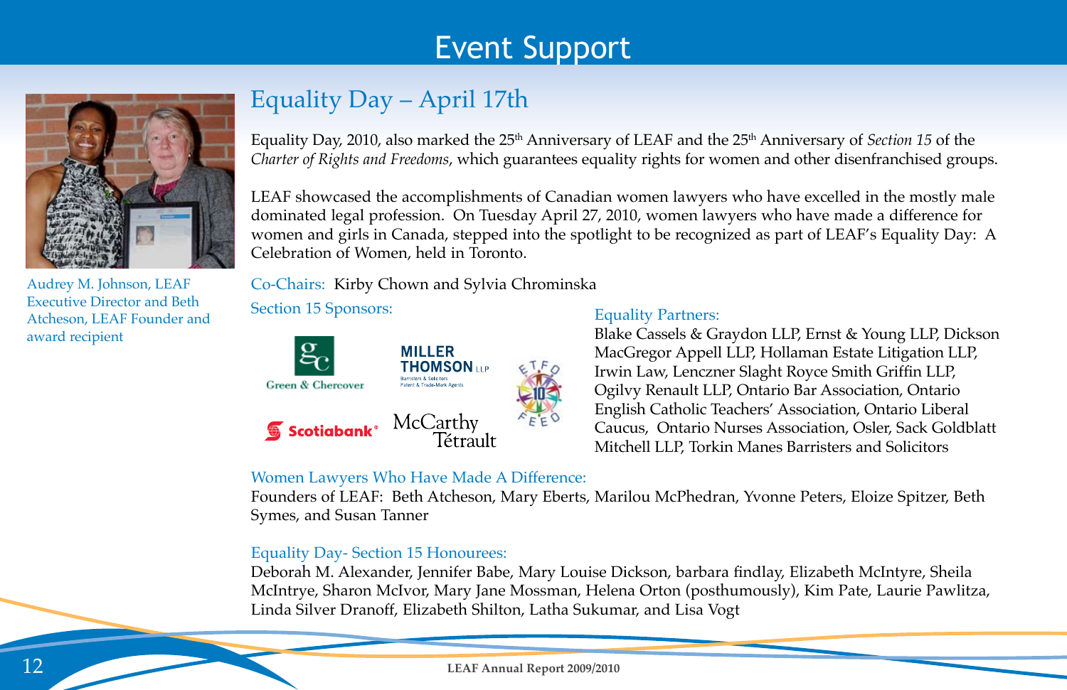# Event Support

Audrey M. Johnson, LEAF Executive Director and Beth Atcheson, LEAF Founder and award recipient

## Equality Day – April 17th

Equality Day, 2010, also marked the 25th Anniversary of LEAF and the 25th Anniversary of *Section 15* of the *Charter of Rights and Freedoms*, which guarantees equality rights for women and other disenfranchised groups.

LEAF showcased the accomplishments of Canadian women lawyers who have excelled in the mostly male dominated legal profession. On Tuesday April 27, 2010, women lawyers who have made a difference for women and girls in Canada, stepped into the spotlight to be recognized as part of LEAF's Equality Day: A Celebration of Women, held in Toronto.

Co-Chairs: Kirby Chown and Sylvia Chrominska

Section 15 Sponsors:

Green & Chercover

Miller Thomson LLP

ETFO

Scotiabank

McCarthy Tétrault

Equality Partners:
Blake Cassels & Graydon LLP, Ernst & Young LLP, Dickson MacGregor Appell LLP, Hollaman Estate Litigation LLP, Irwin Law, Lenczner Slaght Royce Smith Griffin LLP, Ogilvy Renault LLP, Ontario Bar Association, Ontario English Catholic Teachers' Association, Ontario Liberal Caucus, Ontario Nurses Association, Osler, Sack Goldblatt Mitchell LLP, Torkin Manes Barristers and Solicitors

Women Lawyers Who Have Made A Difference:
Founders of LEAF: Beth Atcheson, Mary Eberts, Marilou McPhedran, Yvonne Peters, Eloize Spitzer, Beth Symes, and Susan Tanner

Equality Day- Section 15 Honourees:
Deborah M. Alexander, Jennifer Babe, Mary Louise Dickson, barbara findlay, Elizabeth McIntyre, Sheila McIntrye, Sharon McIvor, Mary Jane Mossman, Helena Orton (posthumously), Kim Pate, Laurie Pawlitza, Linda Silver Dranoff, Elizabeth Shilton, Latha Sukumar, and Lisa Vogt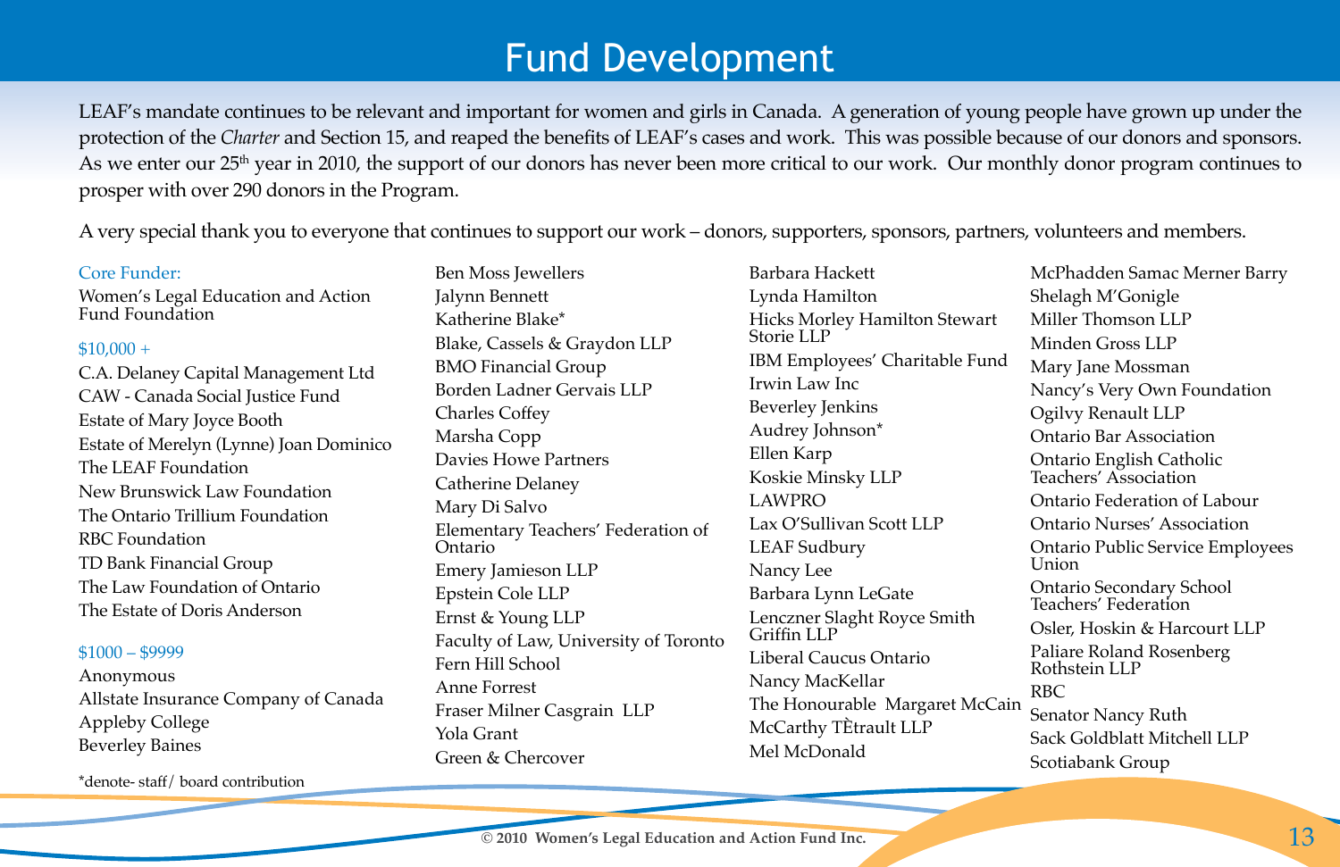# Fund Development

LEAF's mandate continues to be relevant and important for women and girls in Canada. A generation of young people have grown up under the protection of the *Charter* and Section 15, and reaped the benefits of LEAF's cases and work. This was possible because of our donors and sponsors. As we enter our 25th year in 2010, the support of our donors has never been more critical to our work. Our monthly donor program continues to prosper with over 290 donors in the Program.

A very special thank you to everyone that continues to support our work – donors, supporters, sponsors, partners, volunteers and members.

Core Funder:

Women's Legal Education and Action Fund Foundation

$10,000 +

C.A. Delaney Capital Management Ltd
CAW - Canada Social Justice Fund
Estate of Mary Joyce Booth
Estate of Merelyn (Lynne) Joan Dominico
The LEAF Foundation
New Brunswick Law Foundation
The Ontario Trillium Foundation
RBC Foundation
TD Bank Financial Group
The Law Foundation of Ontario
The Estate of Doris Anderson

$1000 – $9999

Anonymous
Allstate Insurance Company of Canada
Appleby College
Beverley Baines
Ben Moss Jewellers
Jalynn Bennett
Katherine Blake*
Blake, Cassels & Graydon LLP
BMO Financial Group
Borden Ladner Gervais LLP
Charles Coffey
Marsha Copp
Davies Howe Partners
Catherine Delaney
Mary Di Salvo
Elementary Teachers' Federation of Ontario
Emery Jamieson LLP
Epstein Cole LLP
Ernst & Young LLP
Faculty of Law, University of Toronto
Fern Hill School
Anne Forrest
Fraser Milner Casgrain LLP
Yola Grant
Green & Chercover
Barbara Hackett
Lynda Hamilton
Hicks Morley Hamilton Stewart Storie LLP
IBM Employees' Charitable Fund
Irwin Law Inc
Beverley Jenkins
Audrey Johnson*
Ellen Karp
Koskie Minsky LLP
LAWPRO
Lax O'Sullivan Scott LLP
LEAF Sudbury
Nancy Lee
Barbara Lynn LeGate
Lenczner Slaght Royce Smith Griffin LLP
Liberal Caucus Ontario
Nancy MacKellar
The Honourable Margaret McCain
McCarthy TÈtrault LLP
Mel McDonald
McPhadden Samac Merner Barry
Shelagh M'Gonigle
Miller Thomson LLP
Minden Gross LLP
Mary Jane Mossman
Nancy's Very Own Foundation
Ogilvy Renault LLP
Ontario Bar Association
Ontario English Catholic Teachers' Association
Ontario Federation of Labour
Ontario Nurses' Association
Ontario Public Service Employees Union
Ontario Secondary School Teachers' Federation
Osler, Hoskin & Harcourt LLP
Paliare Roland Rosenberg Rothstein LLP
RBC
Senator Nancy Ruth
Sack Goldblatt Mitchell LLP
Scotiabank Group

*denote- staff/ board contribution

© 2010 Women's Legal Education and Action Fund Inc.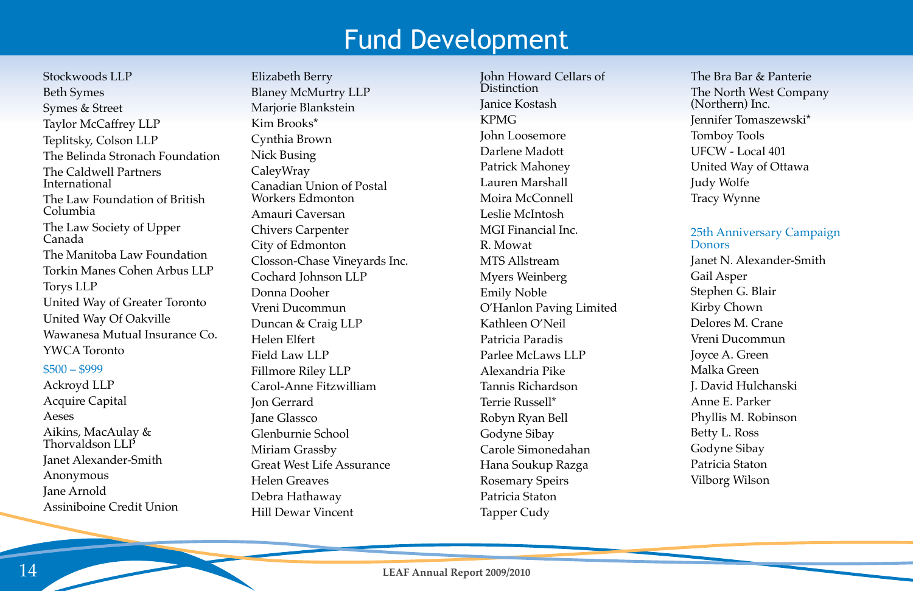# Fund Development

Stockwoods LLP
Beth Symes
Symes & Street
Taylor McCaffrey LLP
Teplitsky, Colson LLP
The Belinda Stronach Foundation
The Caldwell Partners International
The Law Foundation of British Columbia
The Law Society of Upper Canada
The Manitoba Law Foundation
Torkin Manes Cohen Arbus LLP
Torys LLP
United Way of Greater Toronto
United Way Of Oakville
Wawanesa Mutual Insurance Co.
YWCA Toronto

### $500 – $999

Ackroyd LLP
Acquire Capital
Aeses
Aikins, MacAulay & Thorvaldson LLP
Janet Alexander-Smith
Anonymous
Jane Arnold
Assiniboine Credit Union
Elizabeth Berry
Blaney McMurtry LLP
Marjorie Blankstein
Kim Brooks*
Cynthia Brown
Nick Busing
CaleyWray
Canadian Union of Postal Workers Edmonton
Amauri Caversan
Chivers Carpenter
City of Edmonton
Closson-Chase Vineyards Inc.
Cochard Johnson LLP
Donna Dooher
Vreni Ducommun
Duncan & Craig LLP
Helen Elfert
Field Law LLP
Fillmore Riley LLP
Carol-Anne Fitzwilliam
Jon Gerrard
Jane Glassco
Glenburnie School
Miriam Grassby
Great West Life Assurance
Helen Greaves
Debra Hathaway
Hill Dewar Vincent
John Howard Cellars of Distinction
Janice Kostash
KPMG
John Loosemore
Darlene Madott
Patrick Mahoney
Lauren Marshall
Moira McConnell
Leslie McIntosh
MGI Financial Inc.
R. Mowat
MTS Allstream
Myers Weinberg
Emily Noble
O'Hanlon Paving Limited
Kathleen O'Neil
Patricia Paradis
Parlee McLaws LLP
Alexandria Pike
Tannis Richardson
Terrie Russell*
Robyn Ryan Bell
Godyne Sibay
Carole Simonedahan
Hana Soukup Razga
Rosemary Speirs
Patricia Staton
Tapper Cudy
The Bra Bar & Panterie
The North West Company (Northern) Inc.
Jennifer Tomaszewski*
Tomboy Tools
UFCW - Local 401
United Way of Ottawa
Judy Wolfe
Tracy Wynne

### 25th Anniversary Campaign Donors

Janet N. Alexander-Smith
Gail Asper
Stephen G. Blair
Kirby Chown
Delores M. Crane
Vreni Ducommun
Joyce A. Green
Malka Green
J. David Hulchanski
Anne E. Parker
Phyllis M. Robinson
Betty L. Ross
Godyne Sibay
Patricia Staton
Vilborg Wilson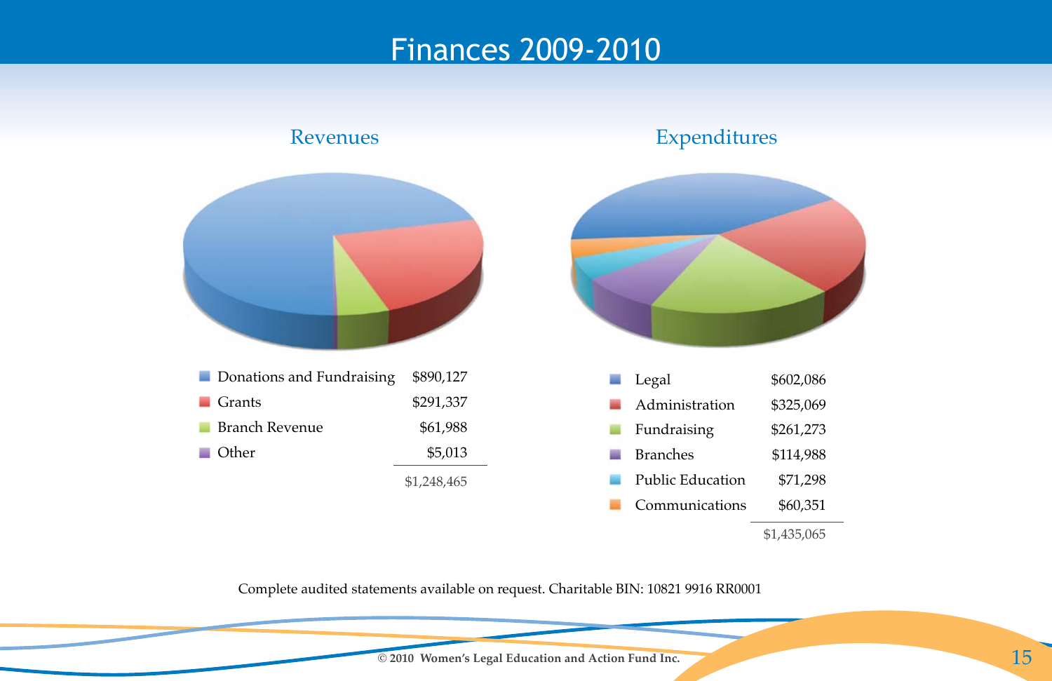# Finances 2009-2010

## Revenues

Donations and Fundraising $890,127
Grants $291,337
Branch Revenue $61,988
Other $5,013
$1,248,465

## Expenditures

Legal $602,086
Administration $325,069
Fundraising $261,273
Branches $114,988
Public Education $71,298
Communications $60,351
$1,435,065

Complete audited statements available on request. Charitable BIN: 10821 9916 RR0001

© 2010 Women's Legal Education and Action Fund Inc.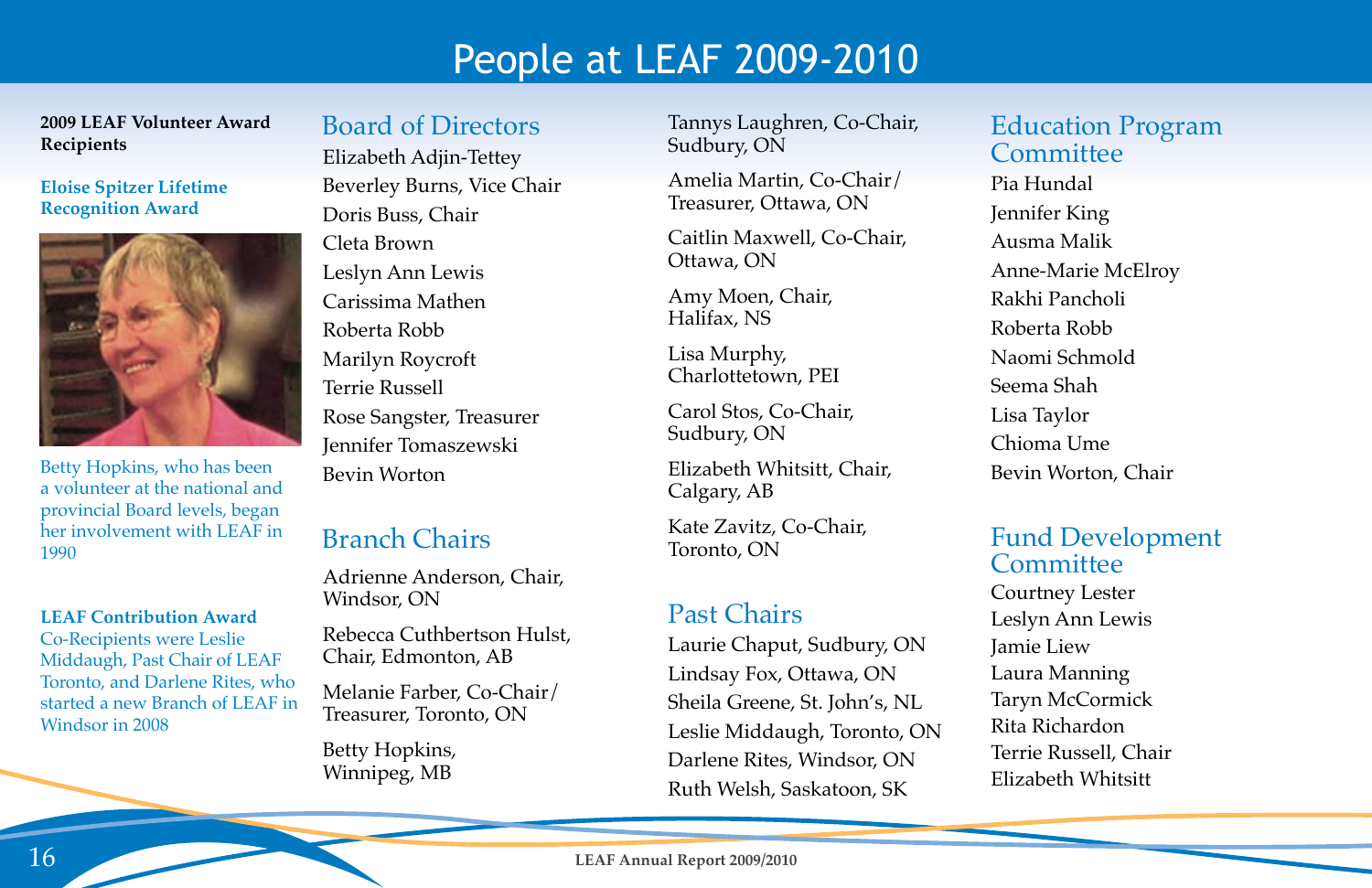# People at LEAF 2009-2010

**2009 LEAF Volunteer Award Recipients**

**Eloise Spitzer Lifetime Recognition Award**

Betty Hopkins, who has been a volunteer at the national and provincial Board levels, began her involvement with LEAF in 1990

**LEAF Contribution Award**
Co-Recipients were Leslie Middaugh, Past Chair of LEAF Toronto, and Darlene Rites, who started a new Branch of LEAF in Windsor in 2008

## Board of Directors

Elizabeth Adjin-Tettey
Beverley Burns, Vice Chair
Doris Buss, Chair
Cleta Brown
Leslyn Ann Lewis
Carissima Mathen
Roberta Robb
Marilyn Roycroft
Terrie Russell
Rose Sangster, Treasurer
Jennifer Tomaszewski
Bevin Worton

## Branch Chairs

Adrienne Anderson, Chair, Windsor, ON

Rebecca Cuthbertson Hulst, Chair, Edmonton, AB

Melanie Farber, Co-Chair/Treasurer, Toronto, ON

Betty Hopkins, Winnipeg, MB

Tannys Laughren, Co-Chair, Sudbury, ON

Amelia Martin, Co-Chair/Treasurer, Ottawa, ON

Caitlin Maxwell, Co-Chair, Ottawa, ON

Amy Moen, Chair, Halifax, NS

Lisa Murphy, Charlottetown, PEI

Carol Stos, Co-Chair, Sudbury, ON

Elizabeth Whitsitt, Chair, Calgary, AB

Kate Zavitz, Co-Chair, Toronto, ON

## Past Chairs

Laurie Chaput, Sudbury, ON
Lindsay Fox, Ottawa, ON
Sheila Greene, St. John's, NL
Leslie Middaugh, Toronto, ON
Darlene Rites, Windsor, ON
Ruth Welsh, Saskatoon, SK

## Education Program Committee

Pia Hundal
Jennifer King
Ausma Malik
Anne-Marie McElroy
Rakhi Pancholi
Roberta Robb
Naomi Schmold
Seema Shah
Lisa Taylor
Chioma Ume
Bevin Worton, Chair

## Fund Development Committee

Courtney Lester
Leslyn Ann Lewis
Jamie Liew
Laura Manning
Taryn McCormick
Rita Richardon
Terrie Russell, Chair
Elizabeth Whitsitt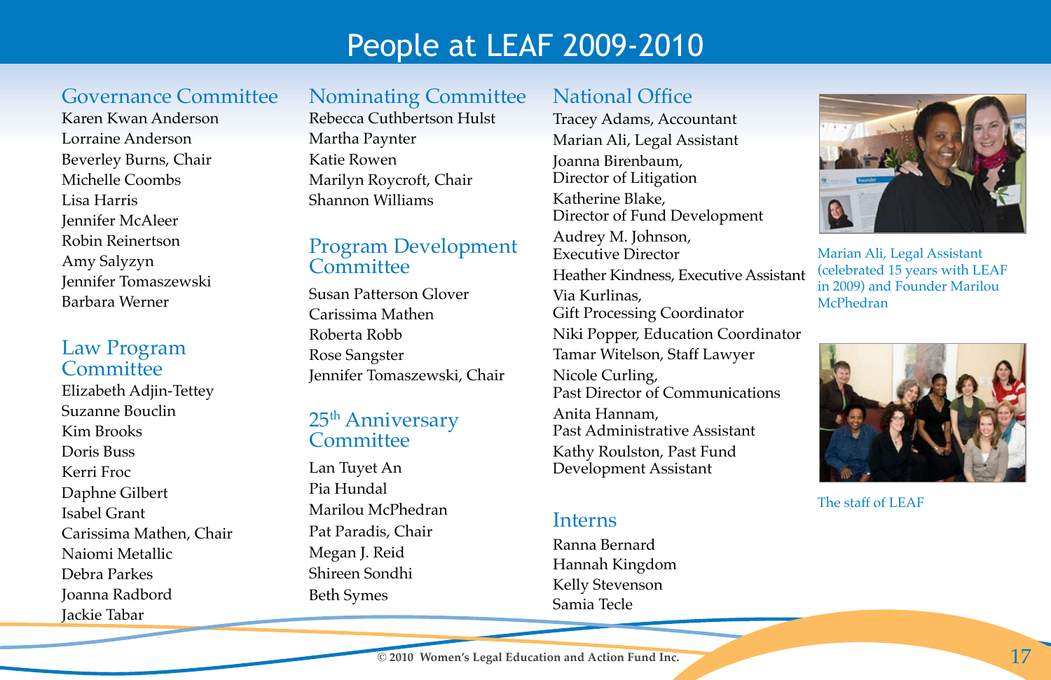# People at LEAF 2009-2010

## Governance Committee

Karen Kwan Anderson
Lorraine Anderson
Beverley Burns, Chair
Michelle Coombs
Lisa Harris
Jennifer McAleer
Robin Reinertson
Amy Salyzyn
Jennifer Tomaszewski
Barbara Werner

## Law Program Committee

Elizabeth Adjin-Tettey
Suzanne Bouclin
Kim Brooks
Doris Buss
Kerri Froc
Daphne Gilbert
Isabel Grant
Carissima Mathen, Chair
Naiomi Metallic
Debra Parkes
Joanna Radbord
Jackie Tabar

## Nominating Committee

Rebecca Cuthbertson Hulst
Martha Paynter
Katie Rowen
Marilyn Roycroft, Chair
Shannon Williams

## Program Development Committee

Susan Patterson Glover
Carissima Mathen
Roberta Robb
Rose Sangster
Jennifer Tomaszewski, Chair

## 25th Anniversary Committee

Lan Tuyet An
Pia Hundal
Marilou McPhedran
Pat Paradis, Chair
Megan J. Reid
Shireen Sondhi
Beth Symes

## National Office

Tracey Adams, Accountant
Marian Ali, Legal Assistant
Joanna Birenbaum, Director of Litigation
Katherine Blake, Director of Fund Development
Audrey M. Johnson, Executive Director
Heather Kindness, Executive Assistant
Via Kurlinas, Gift Processing Coordinator
Niki Popper, Education Coordinator
Tamar Witelson, Staff Lawyer
Nicole Curling, Past Director of Communications
Anita Hannam, Past Administrative Assistant
Kathy Roulston, Past Fund Development Assistant

## Interns

Ranna Bernard
Hannah Kingdom
Kelly Stevenson
Samia Tecle

Marian Ali, Legal Assistant (celebrated 15 years with LEAF in 2009) and Founder Marilou McPhedran

The staff of LEAF

© 2010 Women's Legal Education and Action Fund Inc.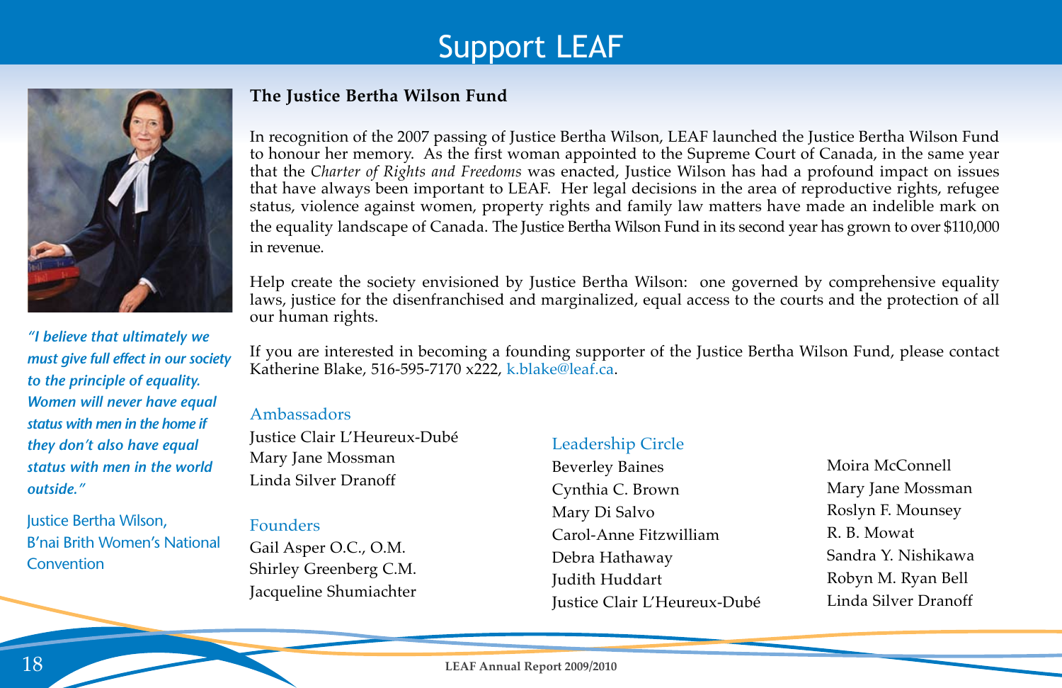# Support LEAF

## The Justice Bertha Wilson Fund

In recognition of the 2007 passing of Justice Bertha Wilson, LEAF launched the Justice Bertha Wilson Fund to honour her memory. As the first woman appointed to the Supreme Court of Canada, in the same year that the *Charter of Rights and Freedoms* was enacted, Justice Wilson has had a profound impact on issues that have always been important to LEAF. Her legal decisions in the area of reproductive rights, refugee status, violence against women, property rights and family law matters have made an indelible mark on the equality landscape of Canada. The Justice Bertha Wilson Fund in its second year has grown to over $110,000 in revenue.

Help create the society envisioned by Justice Bertha Wilson: one governed by comprehensive equality laws, justice for the disenfranchised and marginalized, equal access to the courts and the protection of all our human rights.

If you are interested in becoming a founding supporter of the Justice Bertha Wilson Fund, please contact Katherine Blake, 516-595-7170 x222, k.blake@leaf.ca.

*"I believe that ultimately we must give full effect in our society to the principle of equality. Women will never have equal status with men in the home if they don't also have equal status with men in the world outside."*

Justice Bertha Wilson,
B'nai Brith Women's National Convention

### Ambassadors

Justice Clair L'Heureux-Dubé
Mary Jane Mossman
Linda Silver Dranoff

### Founders

Gail Asper O.C., O.M.
Shirley Greenberg C.M.
Jacqueline Shumiachter

### Leadership Circle

Beverley Baines
Cynthia C. Brown
Mary Di Salvo
Carol-Anne Fitzwilliam
Debra Hathaway
Judith Huddart
Justice Clair L'Heureux-Dubé
Moira McConnell
Mary Jane Mossman
Roslyn F. Mounsey
R. B. Mowat
Sandra Y. Nishikawa
Robyn M. Ryan Bell
Linda Silver Dranoff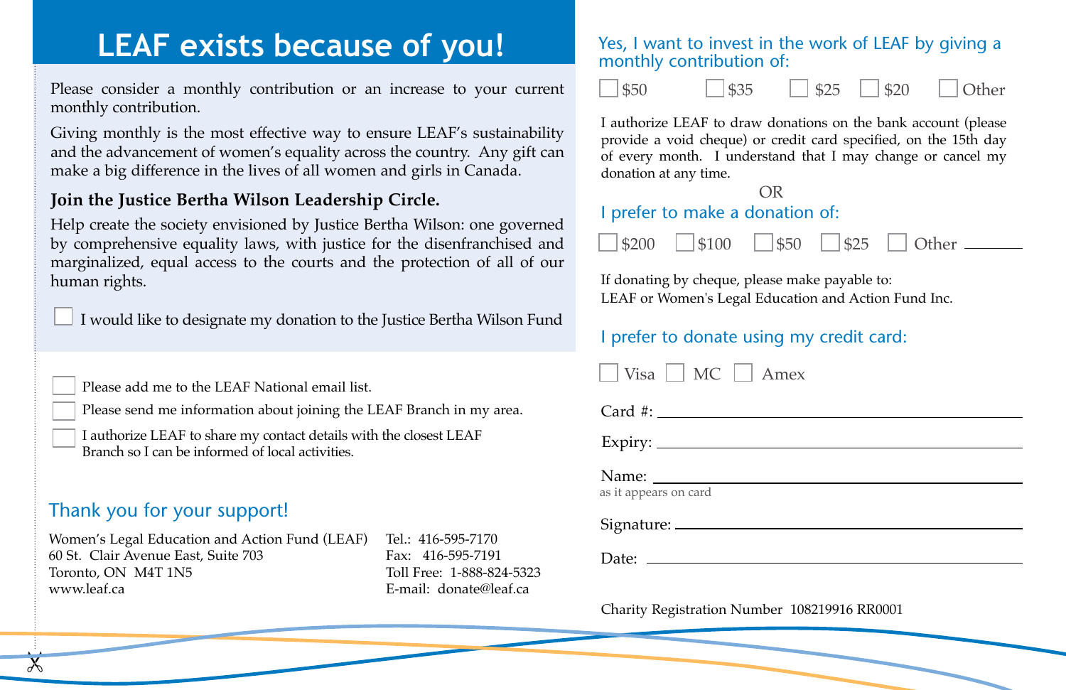# LEAF exists because of you!

Please consider a monthly contribution or an increase to your current monthly contribution.

Giving monthly is the most effective way to ensure LEAF's sustainability and the advancement of women's equality across the country. Any gift can make a big difference in the lives of all women and girls in Canada.

**Join the Justice Bertha Wilson Leadership Circle.**

Help create the society envisioned by Justice Bertha Wilson: one governed by comprehensive equality laws, with justice for the disenfranchised and marginalized, equal access to the courts and the protection of all of our human rights.

☐ I would like to designate my donation to the Justice Bertha Wilson Fund

☐ Please add me to the LEAF National email list.

☐ Please send me information about joining the LEAF Branch in my area.

☐ I authorize LEAF to share my contact details with the closest LEAF Branch so I can be informed of local activities.

## Thank you for your support!

Women's Legal Education and Action Fund (LEAF)
60 St. Clair Avenue East, Suite 703
Toronto, ON M4T 1N5
www.leaf.ca

Tel.: 416-595-7170
Fax: 416-595-7191
Toll Free: 1-888-824-5323
E-mail: donate@leaf.ca

## Yes, I want to invest in the work of LEAF by giving a monthly contribution of:

☐ $50 ☐ $35 ☐ $25 ☐ $20 ☐ Other

I authorize LEAF to draw donations on the bank account (please provide a void cheque) or credit card specified, on the 15th day of every month. I understand that I may change or cancel my donation at any time.

OR

## I prefer to make a donation of:

☐ $200 ☐ $100 ☐ $50 ☐ $25 ☐ Other ________

If donating by cheque, please make payable to:
LEAF or Women's Legal Education and Action Fund Inc.

## I prefer to donate using my credit card:

☐ Visa ☐ MC ☐ Amex

Card #: ____________________

Expiry: ____________________

Name: ____________________
as it appears on card

Signature: ____________________

Date: ____________________

Charity Registration Number 108219916 RR0001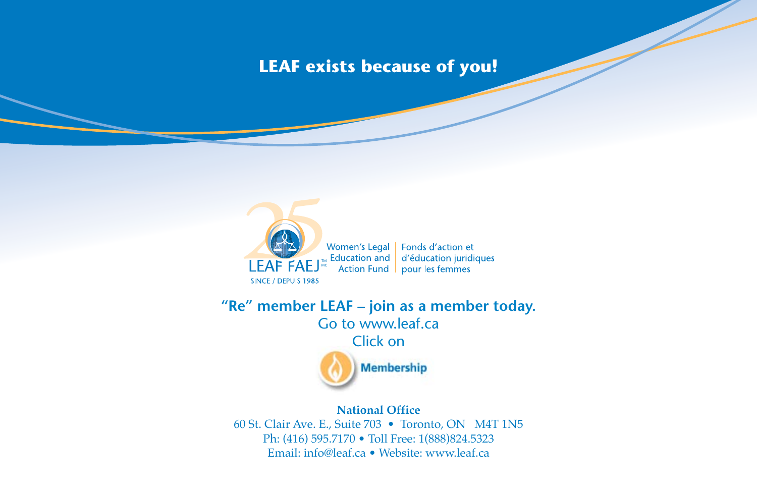# LEAF exists because of you!

LEAF FAEJ™ᴹᶜ

Women's Legal Education and Action Fund | Fonds d'action et d'éducation juridiques pour les femmes

SINCE / DEPUIS 1985

**"Re" member LEAF – join as a member today.**

Go to www.leaf.ca

Click on

**Membership**

**National Office**

60 St. Clair Ave. E., Suite 703 • Toronto, ON M4T 1N5

Ph: (416) 595.7170 • Toll Free: 1(888)824.5323

Email: info@leaf.ca • Website: www.leaf.ca